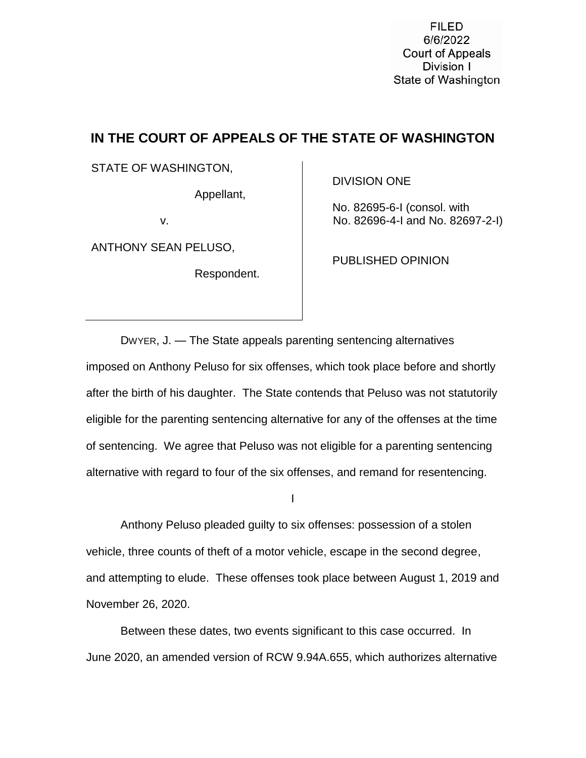FILED
6/6/2022
Court of Appeals
Division I
State of Washington

# IN THE COURT OF APPEALS OF THE STATE OF WASHINGTON

| | |
|---|---|
| STATE OF WASHINGTON,<br><br>Appellant,<br><br>v.<br><br>ANTHONY SEAN PELUSO,<br><br>Respondent. | DIVISION ONE<br><br>No. 82695-6-I (consol. with No. 82696-4-I and No. 82697-2-I)<br><br>PUBLISHED OPINION |

DWYER, J. — The State appeals parenting sentencing alternatives imposed on Anthony Peluso for six offenses, which took place before and shortly after the birth of his daughter. The State contends that Peluso was not statutorily eligible for the parenting sentencing alternative for any of the offenses at the time of sentencing. We agree that Peluso was not eligible for a parenting sentencing alternative with regard to four of the six offenses, and remand for resentencing.

I

Anthony Peluso pleaded guilty to six offenses: possession of a stolen vehicle, three counts of theft of a motor vehicle, escape in the second degree, and attempting to elude. These offenses took place between August 1, 2019 and November 26, 2020.

Between these dates, two events significant to this case occurred. In June 2020, an amended version of RCW 9.94A.655, which authorizes alternative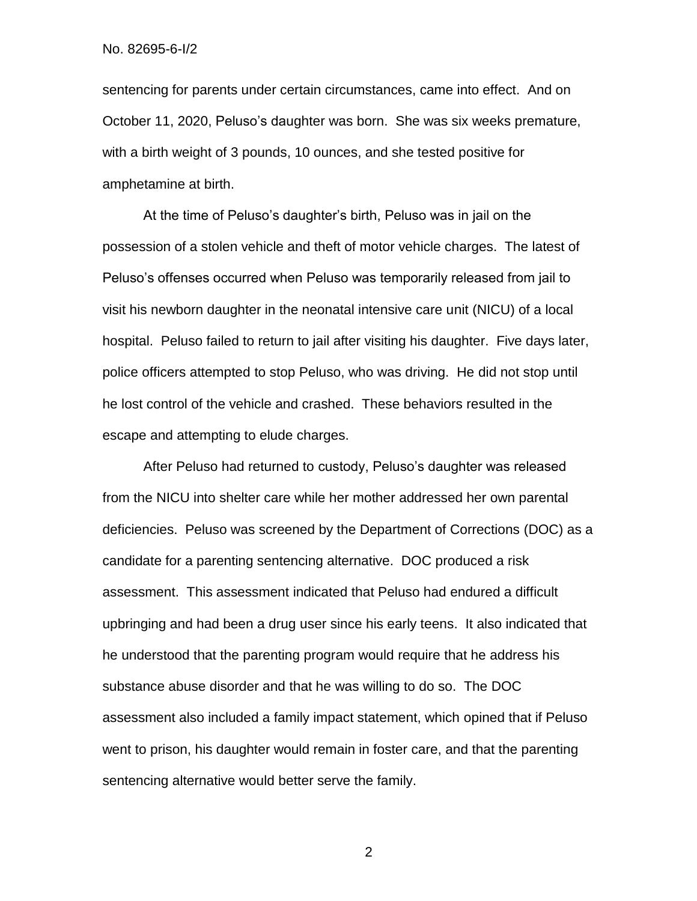sentencing for parents under certain circumstances, came into effect. And on October 11, 2020, Peluso's daughter was born. She was six weeks premature, with a birth weight of 3 pounds, 10 ounces, and she tested positive for amphetamine at birth.

At the time of Peluso's daughter's birth, Peluso was in jail on the possession of a stolen vehicle and theft of motor vehicle charges. The latest of Peluso's offenses occurred when Peluso was temporarily released from jail to visit his newborn daughter in the neonatal intensive care unit (NICU) of a local hospital. Peluso failed to return to jail after visiting his daughter. Five days later, police officers attempted to stop Peluso, who was driving. He did not stop until he lost control of the vehicle and crashed. These behaviors resulted in the escape and attempting to elude charges.

After Peluso had returned to custody, Peluso's daughter was released from the NICU into shelter care while her mother addressed her own parental deficiencies. Peluso was screened by the Department of Corrections (DOC) as a candidate for a parenting sentencing alternative. DOC produced a risk assessment. This assessment indicated that Peluso had endured a difficult upbringing and had been a drug user since his early teens. It also indicated that he understood that the parenting program would require that he address his substance abuse disorder and that he was willing to do so. The DOC assessment also included a family impact statement, which opined that if Peluso went to prison, his daughter would remain in foster care, and that the parenting sentencing alternative would better serve the family.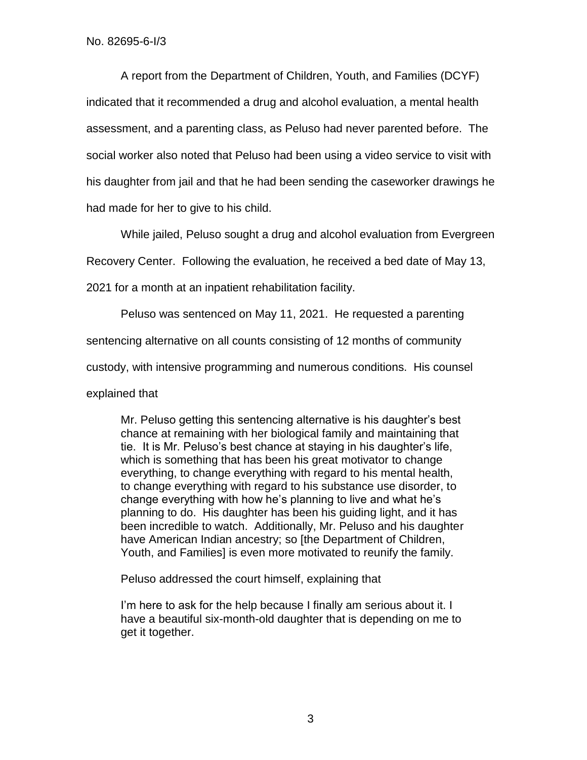A report from the Department of Children, Youth, and Families (DCYF) indicated that it recommended a drug and alcohol evaluation, a mental health assessment, and a parenting class, as Peluso had never parented before. The social worker also noted that Peluso had been using a video service to visit with his daughter from jail and that he had been sending the caseworker drawings he had made for her to give to his child.

While jailed, Peluso sought a drug and alcohol evaluation from Evergreen Recovery Center. Following the evaluation, he received a bed date of May 13, 2021 for a month at an inpatient rehabilitation facility.

Peluso was sentenced on May 11, 2021. He requested a parenting sentencing alternative on all counts consisting of 12 months of community custody, with intensive programming and numerous conditions. His counsel explained that

> Mr. Peluso getting this sentencing alternative is his daughter's best chance at remaining with her biological family and maintaining that tie. It is Mr. Peluso's best chance at staying in his daughter's life, which is something that has been his great motivator to change everything, to change everything with regard to his mental health, to change everything with regard to his substance use disorder, to change everything with how he's planning to live and what he's planning to do. His daughter has been his guiding light, and it has been incredible to watch. Additionally, Mr. Peluso and his daughter have American Indian ancestry; so [the Department of Children, Youth, and Families] is even more motivated to reunify the family.

Peluso addressed the court himself, explaining that

> I'm here to ask for the help because I finally am serious about it. I have a beautiful six-month-old daughter that is depending on me to get it together.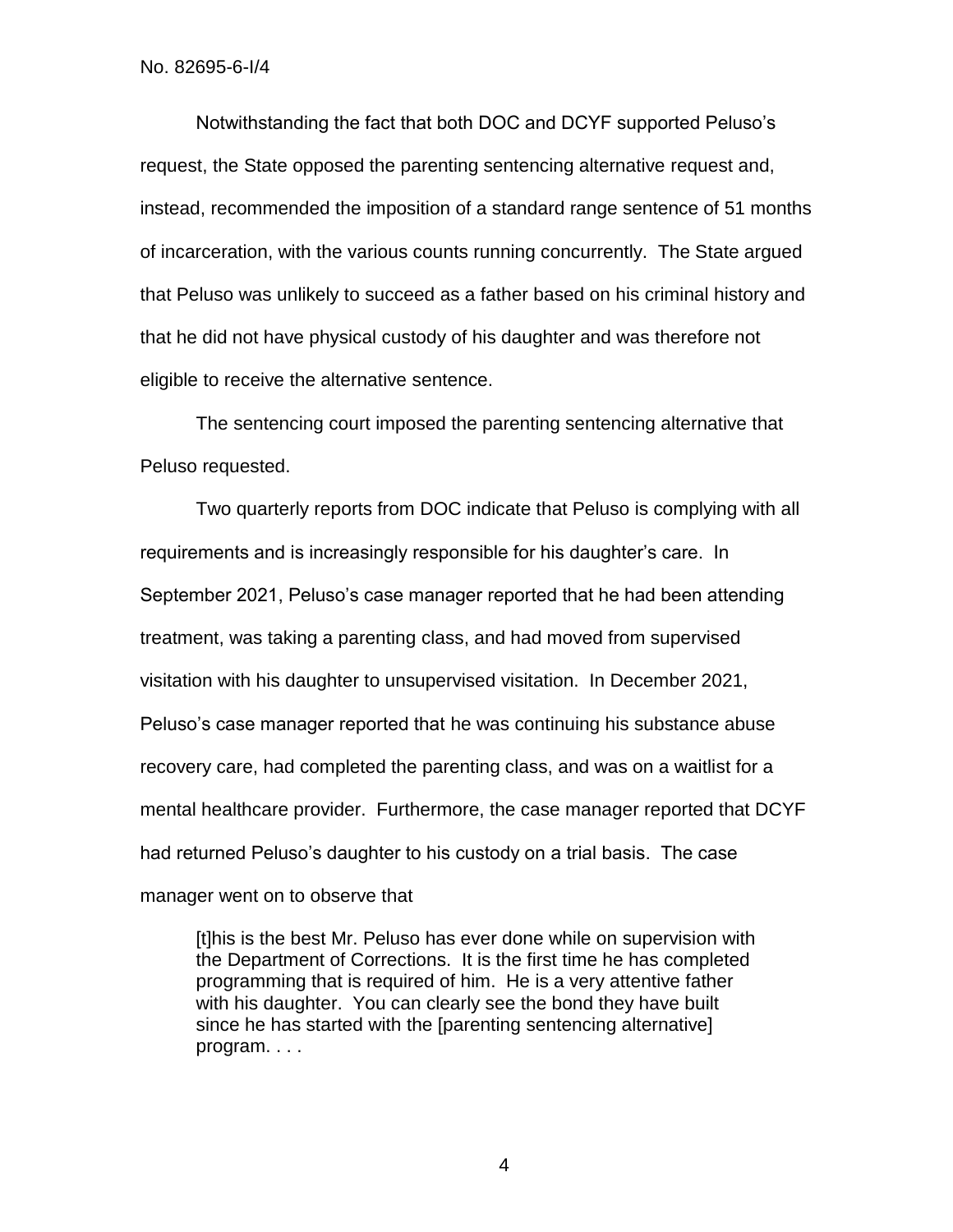Notwithstanding the fact that both DOC and DCYF supported Peluso's request, the State opposed the parenting sentencing alternative request and, instead, recommended the imposition of a standard range sentence of 51 months of incarceration, with the various counts running concurrently. The State argued that Peluso was unlikely to succeed as a father based on his criminal history and that he did not have physical custody of his daughter and was therefore not eligible to receive the alternative sentence.

The sentencing court imposed the parenting sentencing alternative that Peluso requested.

Two quarterly reports from DOC indicate that Peluso is complying with all requirements and is increasingly responsible for his daughter's care. In September 2021, Peluso's case manager reported that he had been attending treatment, was taking a parenting class, and had moved from supervised visitation with his daughter to unsupervised visitation. In December 2021, Peluso's case manager reported that he was continuing his substance abuse recovery care, had completed the parenting class, and was on a waitlist for a mental healthcare provider. Furthermore, the case manager reported that DCYF had returned Peluso's daughter to his custody on a trial basis. The case manager went on to observe that

> [t]his is the best Mr. Peluso has ever done while on supervision with the Department of Corrections. It is the first time he has completed programming that is required of him. He is a very attentive father with his daughter. You can clearly see the bond they have built since he has started with the [parenting sentencing alternative] program. . . .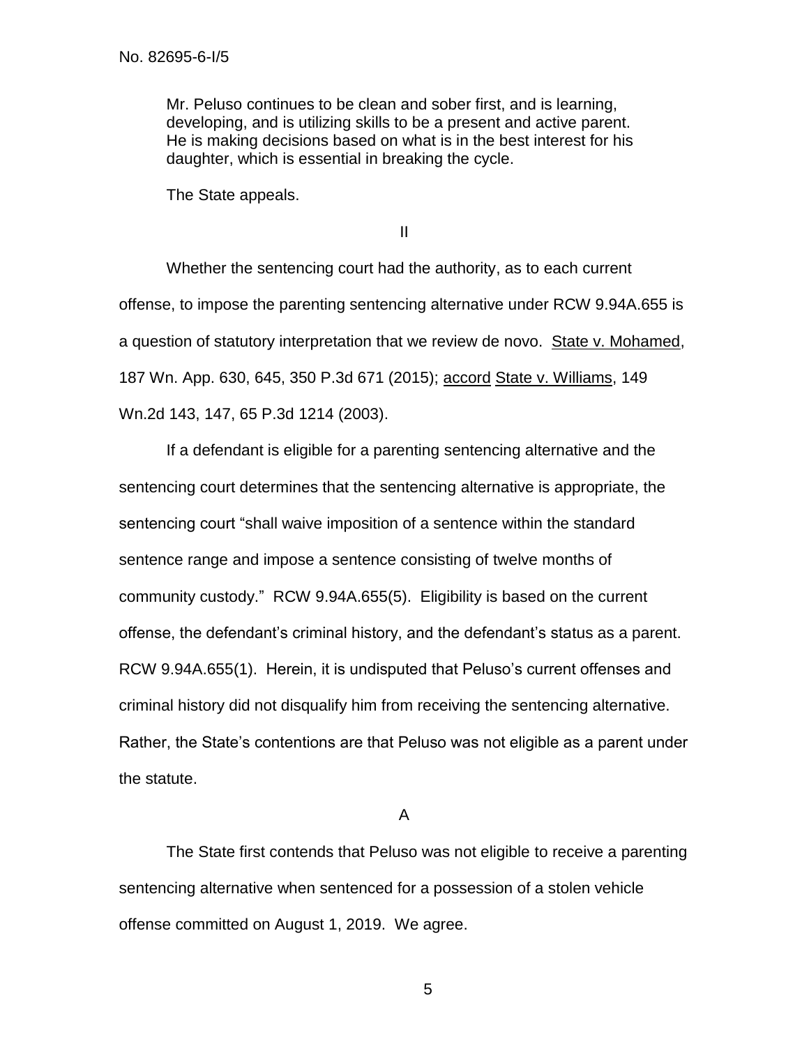Mr. Peluso continues to be clean and sober first, and is learning, developing, and is utilizing skills to be a present and active parent. He is making decisions based on what is in the best interest for his daughter, which is essential in breaking the cycle.

The State appeals.

II

Whether the sentencing court had the authority, as to each current offense, to impose the parenting sentencing alternative under RCW 9.94A.655 is a question of statutory interpretation that we review de novo. State v. Mohamed, 187 Wn. App. 630, 645, 350 P.3d 671 (2015); accord State v. Williams, 149 Wn.2d 143, 147, 65 P.3d 1214 (2003).

If a defendant is eligible for a parenting sentencing alternative and the sentencing court determines that the sentencing alternative is appropriate, the sentencing court "shall waive imposition of a sentence within the standard sentence range and impose a sentence consisting of twelve months of community custody." RCW 9.94A.655(5). Eligibility is based on the current offense, the defendant's criminal history, and the defendant's status as a parent. RCW 9.94A.655(1). Herein, it is undisputed that Peluso's current offenses and criminal history did not disqualify him from receiving the sentencing alternative. Rather, the State's contentions are that Peluso was not eligible as a parent under the statute.

A

The State first contends that Peluso was not eligible to receive a parenting sentencing alternative when sentenced for a possession of a stolen vehicle offense committed on August 1, 2019. We agree.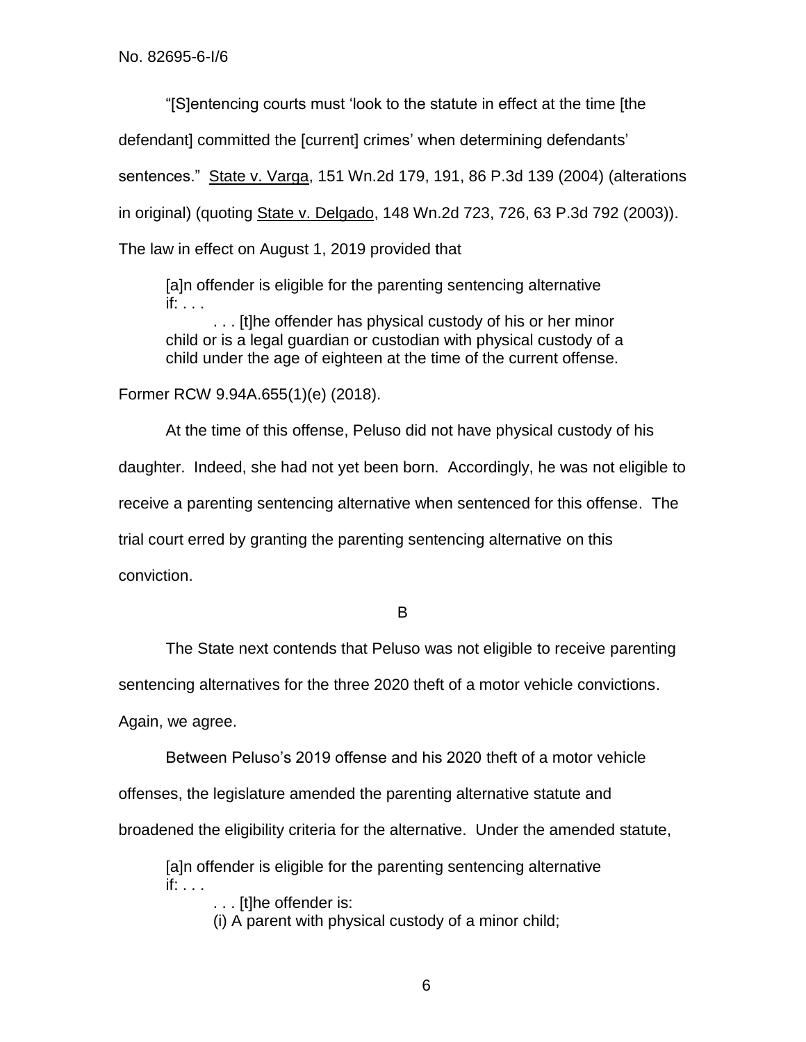"[S]entencing courts must 'look to the statute in effect at the time [the defendant] committed the [current] crimes' when determining defendants' sentences." State v. Varga, 151 Wn.2d 179, 191, 86 P.3d 139 (2004) (alterations in original) (quoting State v. Delgado, 148 Wn.2d 723, 726, 63 P.3d 792 (2003)). The law in effect on August 1, 2019 provided that

> [a]n offender is eligible for the parenting sentencing alternative if: . . .
>
> . . . [t]he offender has physical custody of his or her minor child or is a legal guardian or custodian with physical custody of a child under the age of eighteen at the time of the current offense.

Former RCW 9.94A.655(1)(e) (2018).

At the time of this offense, Peluso did not have physical custody of his daughter. Indeed, she had not yet been born. Accordingly, he was not eligible to receive a parenting sentencing alternative when sentenced for this offense. The trial court erred by granting the parenting sentencing alternative on this conviction.

B

The State next contends that Peluso was not eligible to receive parenting sentencing alternatives for the three 2020 theft of a motor vehicle convictions. Again, we agree.

Between Peluso's 2019 offense and his 2020 theft of a motor vehicle offenses, the legislature amended the parenting alternative statute and broadened the eligibility criteria for the alternative. Under the amended statute,

> [a]n offender is eligible for the parenting sentencing alternative if: . . .
>
> . . . [t]he offender is:
>
> (i) A parent with physical custody of a minor child;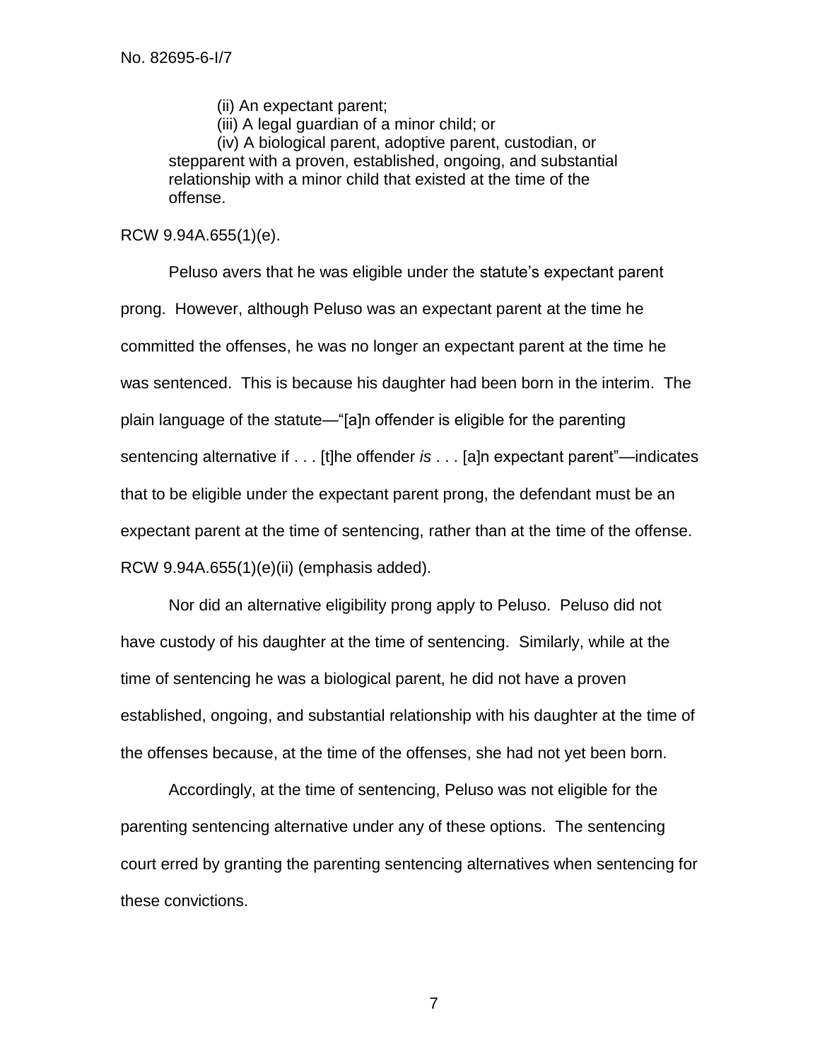> (ii) An expectant parent;
>
> (iii) A legal guardian of a minor child; or
>
> (iv) A biological parent, adoptive parent, custodian, or stepparent with a proven, established, ongoing, and substantial relationship with a minor child that existed at the time of the offense.

RCW 9.94A.655(1)(e).

Peluso avers that he was eligible under the statute's expectant parent prong. However, although Peluso was an expectant parent at the time he committed the offenses, he was no longer an expectant parent at the time he was sentenced. This is because his daughter had been born in the interim. The plain language of the statute—"[a]n offender is eligible for the parenting sentencing alternative if . . . [t]he offender *is* . . . [a]n expectant parent"—indicates that to be eligible under the expectant parent prong, the defendant must be an expectant parent at the time of sentencing, rather than at the time of the offense. RCW 9.94A.655(1)(e)(ii) (emphasis added).

Nor did an alternative eligibility prong apply to Peluso. Peluso did not have custody of his daughter at the time of sentencing. Similarly, while at the time of sentencing he was a biological parent, he did not have a proven established, ongoing, and substantial relationship with his daughter at the time of the offenses because, at the time of the offenses, she had not yet been born.

Accordingly, at the time of sentencing, Peluso was not eligible for the parenting sentencing alternative under any of these options. The sentencing court erred by granting the parenting sentencing alternatives when sentencing for these convictions.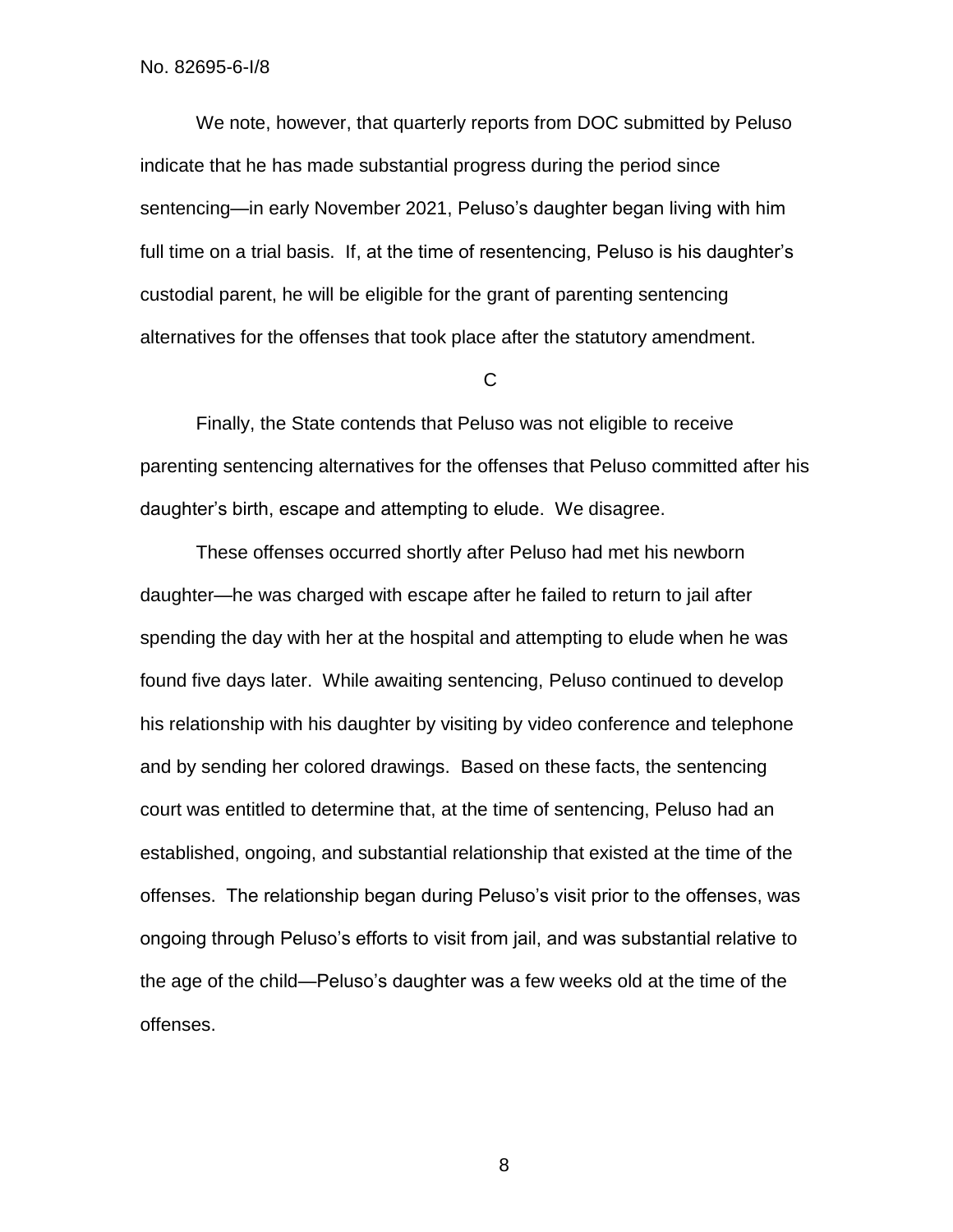We note, however, that quarterly reports from DOC submitted by Peluso indicate that he has made substantial progress during the period since sentencing—in early November 2021, Peluso's daughter began living with him full time on a trial basis. If, at the time of resentencing, Peluso is his daughter's custodial parent, he will be eligible for the grant of parenting sentencing alternatives for the offenses that took place after the statutory amendment.

### C

Finally, the State contends that Peluso was not eligible to receive parenting sentencing alternatives for the offenses that Peluso committed after his daughter's birth, escape and attempting to elude. We disagree.

These offenses occurred shortly after Peluso had met his newborn daughter—he was charged with escape after he failed to return to jail after spending the day with her at the hospital and attempting to elude when he was found five days later. While awaiting sentencing, Peluso continued to develop his relationship with his daughter by visiting by video conference and telephone and by sending her colored drawings. Based on these facts, the sentencing court was entitled to determine that, at the time of sentencing, Peluso had an established, ongoing, and substantial relationship that existed at the time of the offenses. The relationship began during Peluso's visit prior to the offenses, was ongoing through Peluso's efforts to visit from jail, and was substantial relative to the age of the child—Peluso's daughter was a few weeks old at the time of the offenses.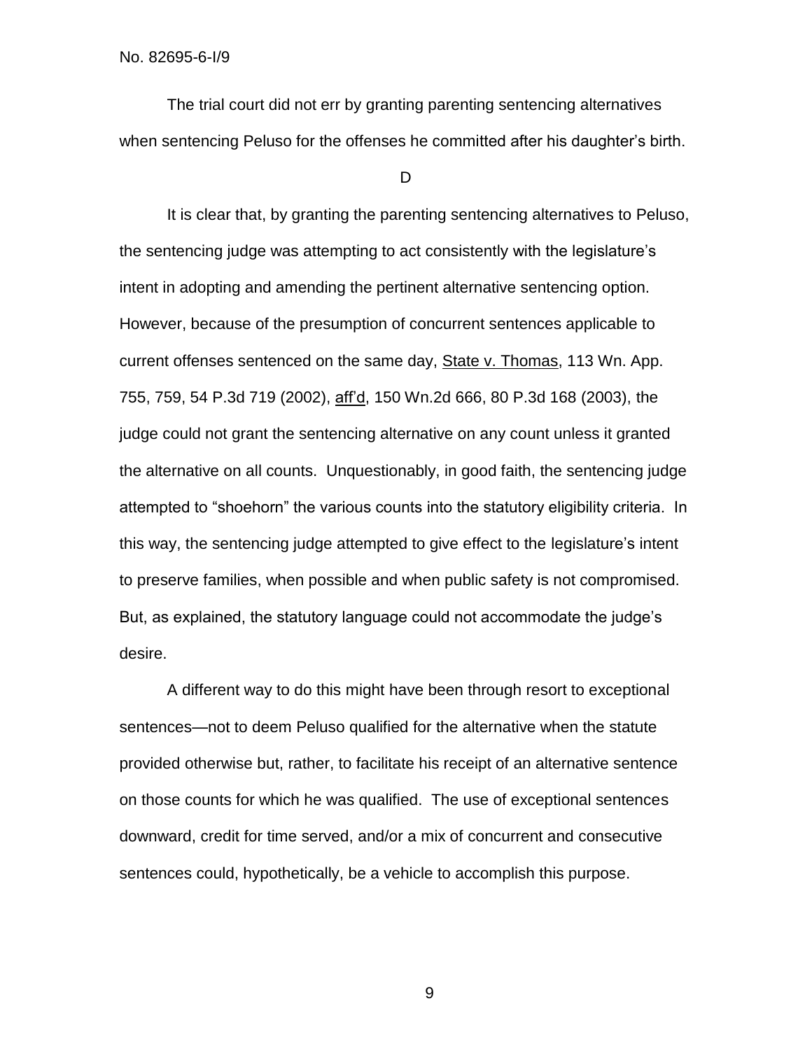The trial court did not err by granting parenting sentencing alternatives when sentencing Peluso for the offenses he committed after his daughter's birth.

D

It is clear that, by granting the parenting sentencing alternatives to Peluso, the sentencing judge was attempting to act consistently with the legislature's intent in adopting and amending the pertinent alternative sentencing option. However, because of the presumption of concurrent sentences applicable to current offenses sentenced on the same day, State v. Thomas, 113 Wn. App. 755, 759, 54 P.3d 719 (2002), aff'd, 150 Wn.2d 666, 80 P.3d 168 (2003), the judge could not grant the sentencing alternative on any count unless it granted the alternative on all counts. Unquestionably, in good faith, the sentencing judge attempted to "shoehorn" the various counts into the statutory eligibility criteria. In this way, the sentencing judge attempted to give effect to the legislature's intent to preserve families, when possible and when public safety is not compromised. But, as explained, the statutory language could not accommodate the judge's desire.

A different way to do this might have been through resort to exceptional sentences—not to deem Peluso qualified for the alternative when the statute provided otherwise but, rather, to facilitate his receipt of an alternative sentence on those counts for which he was qualified. The use of exceptional sentences downward, credit for time served, and/or a mix of concurrent and consecutive sentences could, hypothetically, be a vehicle to accomplish this purpose.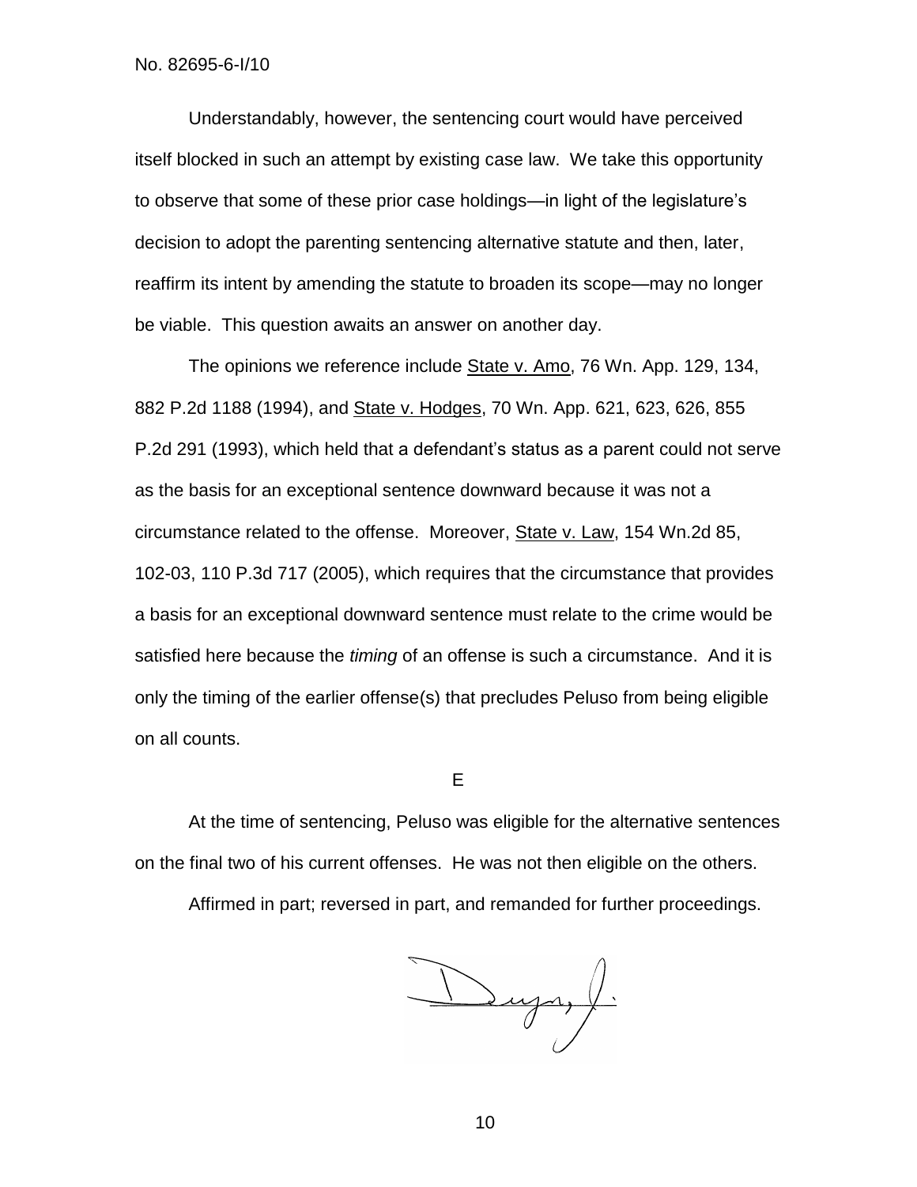Understandably, however, the sentencing court would have perceived itself blocked in such an attempt by existing case law. We take this opportunity to observe that some of these prior case holdings—in light of the legislature's decision to adopt the parenting sentencing alternative statute and then, later, reaffirm its intent by amending the statute to broaden its scope—may no longer be viable. This question awaits an answer on another day.

The opinions we reference include State v. Amo, 76 Wn. App. 129, 134, 882 P.2d 1188 (1994), and State v. Hodges, 70 Wn. App. 621, 623, 626, 855 P.2d 291 (1993), which held that a defendant's status as a parent could not serve as the basis for an exceptional sentence downward because it was not a circumstance related to the offense. Moreover, State v. Law, 154 Wn.2d 85, 102-03, 110 P.3d 717 (2005), which requires that the circumstance that provides a basis for an exceptional downward sentence must relate to the crime would be satisfied here because the *timing* of an offense is such a circumstance. And it is only the timing of the earlier offense(s) that precludes Peluso from being eligible on all counts.

### E

At the time of sentencing, Peluso was eligible for the alternative sentences on the final two of his current offenses. He was not then eligible on the others.

Affirmed in part; reversed in part, and remanded for further proceedings.

Dwyer, J.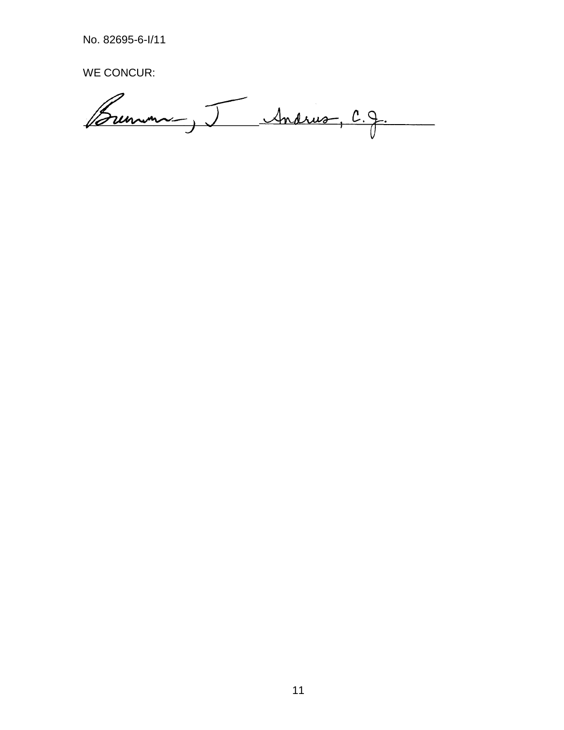No. 82695-6-I/11

WE CONCUR:

Bowman, J. Andrus, C.J.